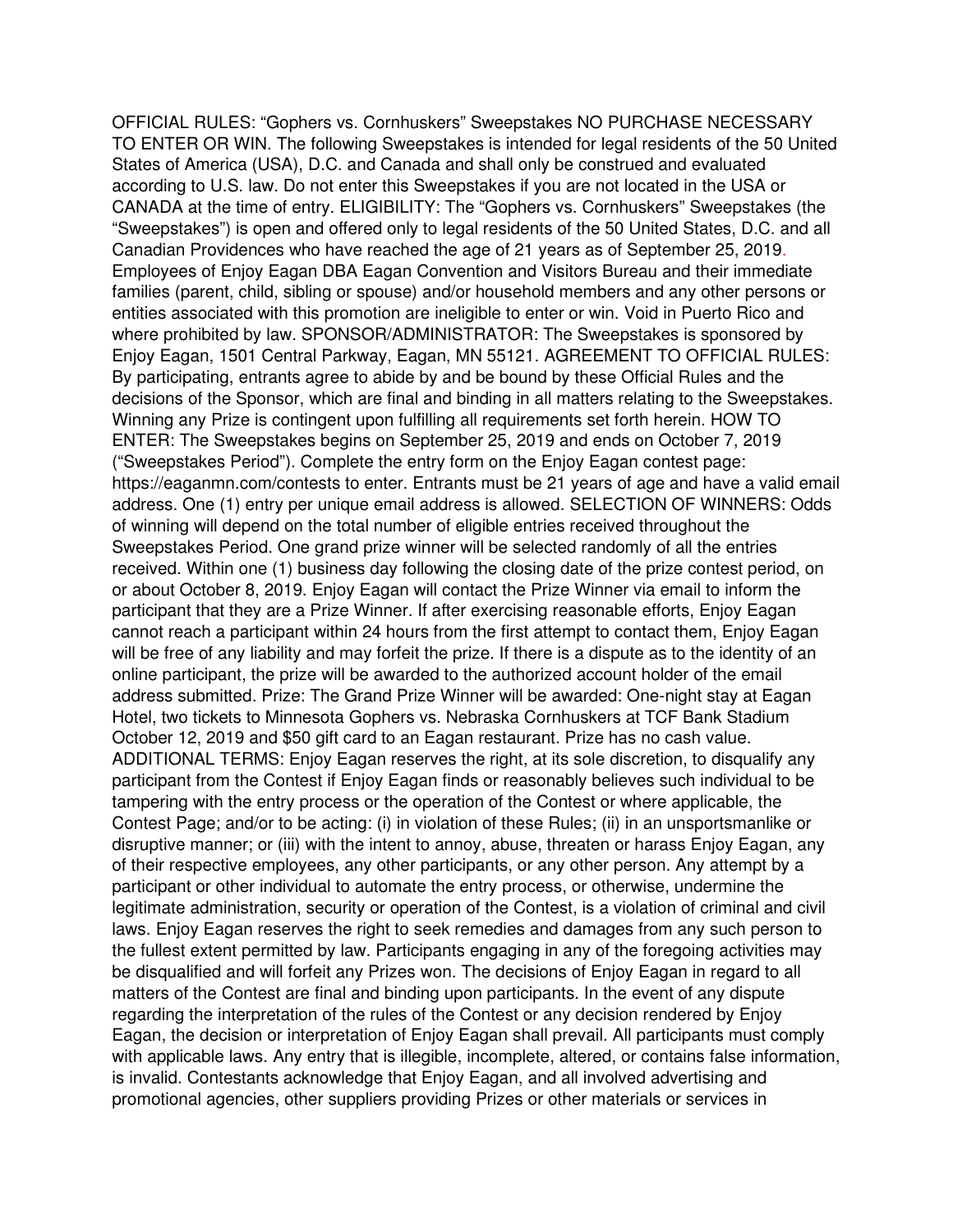OFFICIAL RULES: “Gophers vs. Cornhuskers” Sweepstakes NO PURCHASE NECESSARY TO ENTER OR WIN. The following Sweepstakes is intended for legal residents of the 50 United States of America (USA), D.C. and Canada and shall only be construed and evaluated according to U.S. law. Do not enter this Sweepstakes if you are not located in the USA or CANADA at the time of entry. ELIGIBILITY: The “Gophers vs. Cornhuskers” Sweepstakes (the “Sweepstakes”) is open and offered only to legal residents of the 50 United States, D.C. and all Canadian Providences who have reached the age of 21 years as of September 25, 2019. Employees of Enjoy Eagan DBA Eagan Convention and Visitors Bureau and their immediate families (parent, child, sibling or spouse) and/or household members and any other persons or entities associated with this promotion are ineligible to enter or win. Void in Puerto Rico and where prohibited by law. SPONSOR/ADMINISTRATOR: The Sweepstakes is sponsored by Enjoy Eagan, 1501 Central Parkway, Eagan, MN 55121. AGREEMENT TO OFFICIAL RULES: By participating, entrants agree to abide by and be bound by these Official Rules and the decisions of the Sponsor, which are final and binding in all matters relating to the Sweepstakes. Winning any Prize is contingent upon fulfilling all requirements set forth herein. HOW TO ENTER: The Sweepstakes begins on September 25, 2019 and ends on October 7, 2019 (“Sweepstakes Period”). Complete the entry form on the Enjoy Eagan contest page: https://eaganmn.com/contests to enter. Entrants must be 21 years of age and have a valid email address. One (1) entry per unique email address is allowed. SELECTION OF WINNERS: Odds of winning will depend on the total number of eligible entries received throughout the Sweepstakes Period. One grand prize winner will be selected randomly of all the entries received. Within one (1) business day following the closing date of the prize contest period, on or about October 8, 2019. Enjoy Eagan will contact the Prize Winner via email to inform the participant that they are a Prize Winner. If after exercising reasonable efforts, Enjoy Eagan cannot reach a participant within 24 hours from the first attempt to contact them, Enjoy Eagan will be free of any liability and may forfeit the prize. If there is a dispute as to the identity of an online participant, the prize will be awarded to the authorized account holder of the email address submitted. Prize: The Grand Prize Winner will be awarded: One-night stay at Eagan Hotel, two tickets to Minnesota Gophers vs. Nebraska Cornhuskers at TCF Bank Stadium October 12, 2019 and $50 gift card to an Eagan restaurant. Prize has no cash value. ADDITIONAL TERMS: Enjoy Eagan reserves the right, at its sole discretion, to disqualify any participant from the Contest if Enjoy Eagan finds or reasonably believes such individual to be tampering with the entry process or the operation of the Contest or where applicable, the Contest Page; and/or to be acting: (i) in violation of these Rules; (ii) in an unsportsmanlike or disruptive manner; or (iii) with the intent to annoy, abuse, threaten or harass Enjoy Eagan, any of their respective employees, any other participants, or any other person. Any attempt by a participant or other individual to automate the entry process, or otherwise, undermine the legitimate administration, security or operation of the Contest, is a violation of criminal and civil laws. Enjoy Eagan reserves the right to seek remedies and damages from any such person to the fullest extent permitted by law. Participants engaging in any of the foregoing activities may be disqualified and will forfeit any Prizes won. The decisions of Enjoy Eagan in regard to all matters of the Contest are final and binding upon participants. In the event of any dispute regarding the interpretation of the rules of the Contest or any decision rendered by Enjoy Eagan, the decision or interpretation of Enjoy Eagan shall prevail. All participants must comply with applicable laws. Any entry that is illegible, incomplete, altered, or contains false information, is invalid. Contestants acknowledge that Enjoy Eagan, and all involved advertising and promotional agencies, other suppliers providing Prizes or other materials or services in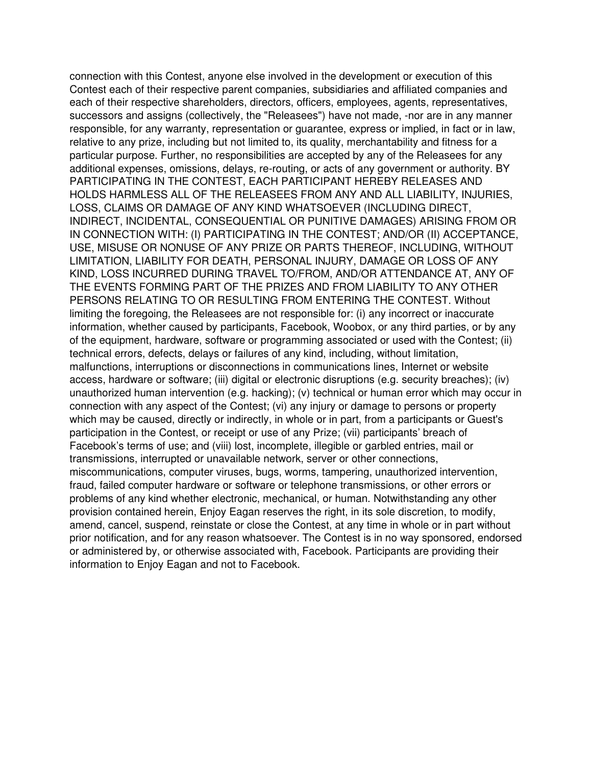connection with this Contest, anyone else involved in the development or execution of this Contest each of their respective parent companies, subsidiaries and affiliated companies and each of their respective shareholders, directors, officers, employees, agents, representatives, successors and assigns (collectively, the "Releasees") have not made, -nor are in any manner responsible, for any warranty, representation or guarantee, express or implied, in fact or in law, relative to any prize, including but not limited to, its quality, merchantability and fitness for a particular purpose. Further, no responsibilities are accepted by any of the Releasees for any additional expenses, omissions, delays, re-routing, or acts of any government or authority. BY PARTICIPATING IN THE CONTEST, EACH PARTICIPANT HEREBY RELEASES AND HOLDS HARMLESS ALL OF THE RELEASEES FROM ANY AND ALL LIABILITY, INJURIES, LOSS, CLAIMS OR DAMAGE OF ANY KIND WHATSOEVER (INCLUDING DIRECT, INDIRECT, INCIDENTAL, CONSEQUENTIAL OR PUNITIVE DAMAGES) ARISING FROM OR IN CONNECTION WITH: (I) PARTICIPATING IN THE CONTEST; AND/OR (II) ACCEPTANCE, USE, MISUSE OR NONUSE OF ANY PRIZE OR PARTS THEREOF, INCLUDING, WITHOUT LIMITATION, LIABILITY FOR DEATH, PERSONAL INJURY, DAMAGE OR LOSS OF ANY KIND, LOSS INCURRED DURING TRAVEL TO/FROM, AND/OR ATTENDANCE AT, ANY OF THE EVENTS FORMING PART OF THE PRIZES AND FROM LIABILITY TO ANY OTHER PERSONS RELATING TO OR RESULTING FROM ENTERING THE CONTEST. Without limiting the foregoing, the Releasees are not responsible for: (i) any incorrect or inaccurate information, whether caused by participants, Facebook, Woobox, or any third parties, or by any of the equipment, hardware, software or programming associated or used with the Contest; (ii) technical errors, defects, delays or failures of any kind, including, without limitation, malfunctions, interruptions or disconnections in communications lines, Internet or website access, hardware or software; (iii) digital or electronic disruptions (e.g. security breaches); (iv) unauthorized human intervention (e.g. hacking); (v) technical or human error which may occur in connection with any aspect of the Contest; (vi) any injury or damage to persons or property which may be caused, directly or indirectly, in whole or in part, from a participants or Guest's participation in the Contest, or receipt or use of any Prize; (vii) participants' breach of Facebook's terms of use; and (viii) lost, incomplete, illegible or garbled entries, mail or transmissions, interrupted or unavailable network, server or other connections, miscommunications, computer viruses, bugs, worms, tampering, unauthorized intervention, fraud, failed computer hardware or software or telephone transmissions, or other errors or problems of any kind whether electronic, mechanical, or human. Notwithstanding any other provision contained herein, Enjoy Eagan reserves the right, in its sole discretion, to modify, amend, cancel, suspend, reinstate or close the Contest, at any time in whole or in part without prior notification, and for any reason whatsoever. The Contest is in no way sponsored, endorsed or administered by, or otherwise associated with, Facebook. Participants are providing their information to Enjoy Eagan and not to Facebook.